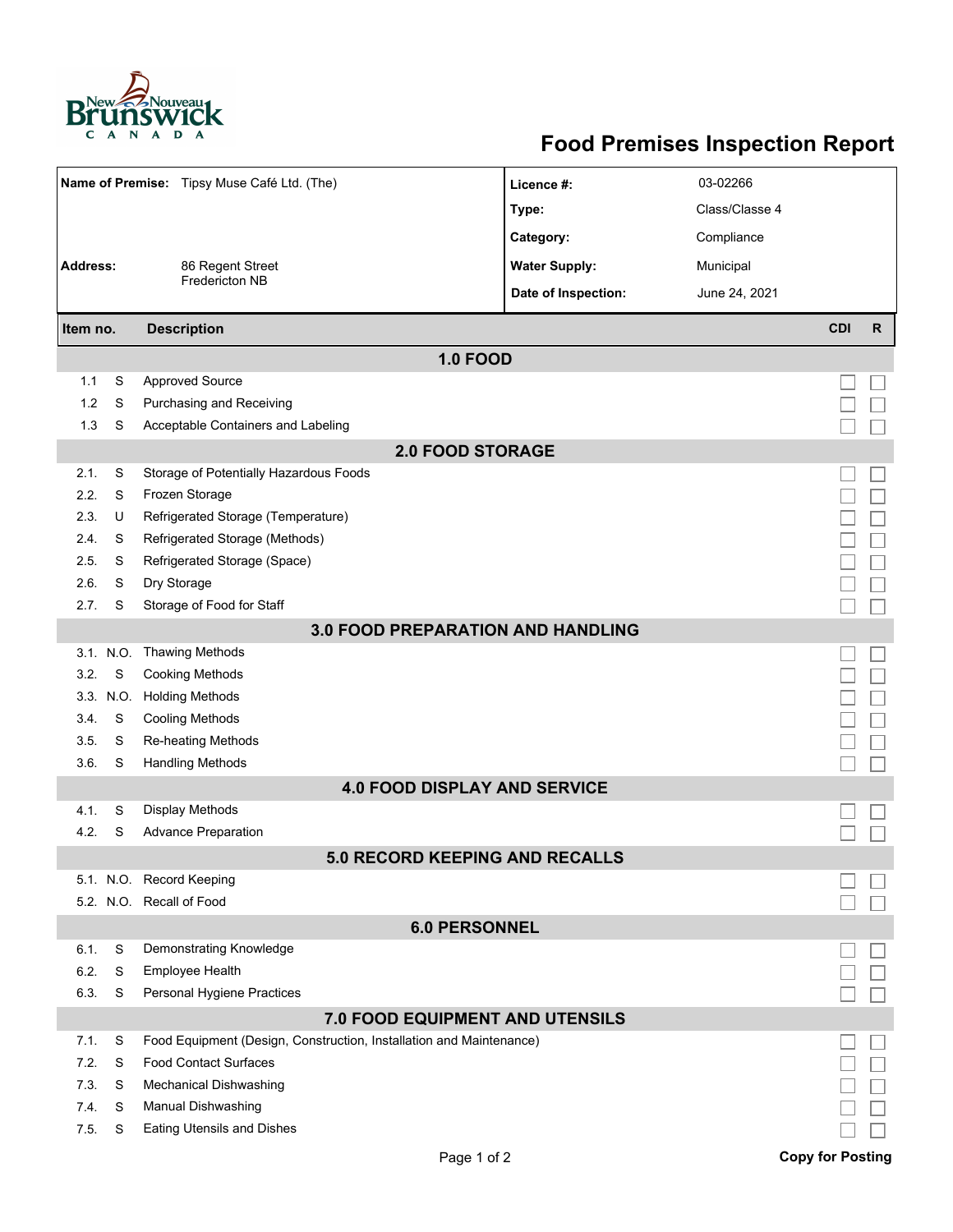New Nouveau Brunswick CANADA

# Food Premises Inspection Report

| | | | |
|---|---|---|---|
| **Name of Premise:** | Tipsy Muse Café Ltd. (The) | **Licence #:** | 03-02266 |
| | | **Type:** | Class/Classe 4 |
| | | **Category:** | Compliance |
| **Address:** | 86 Regent Street<br>Fredericton NB | **Water Supply:** | Municipal |
| | | **Date of Inspection:** | June 24, 2021 |

| Item no. | | Description | CDI | R |
|---|---|---|---|---|
| | | **1.0 FOOD** | | |
| 1.1 | S | Approved Source | ☐ | ☐ |
| 1.2 | S | Purchasing and Receiving | ☐ | ☐ |
| 1.3 | S | Acceptable Containers and Labeling | ☐ | ☐ |
| | | **2.0 FOOD STORAGE** | | |
| 2.1. | S | Storage of Potentially Hazardous Foods | ☐ | ☐ |
| 2.2. | S | Frozen Storage | ☐ | ☐ |
| 2.3. | U | Refrigerated Storage (Temperature) | ☐ | ☐ |
| 2.4. | S | Refrigerated Storage (Methods) | ☐ | ☐ |
| 2.5. | S | Refrigerated Storage (Space) | ☐ | ☐ |
| 2.6. | S | Dry Storage | ☐ | ☐ |
| 2.7. | S | Storage of Food for Staff | ☐ | ☐ |
| | | **3.0 FOOD PREPARATION AND HANDLING** | | |
| 3.1. | N.O. | Thawing Methods | ☐ | ☐ |
| 3.2. | S | Cooking Methods | ☐ | ☐ |
| 3.3. | N.O. | Holding Methods | ☐ | ☐ |
| 3.4. | S | Cooling Methods | ☐ | ☐ |
| 3.5. | S | Re-heating Methods | ☐ | ☐ |
| 3.6. | S | Handling Methods | ☐ | ☐ |
| | | **4.0 FOOD DISPLAY AND SERVICE** | | |
| 4.1. | S | Display Methods | ☐ | ☐ |
| 4.2. | S | Advance Preparation | ☐ | ☐ |
| | | **5.0 RECORD KEEPING AND RECALLS** | | |
| 5.1. | N.O. | Record Keeping | ☐ | ☐ |
| 5.2. | N.O. | Recall of Food | ☐ | ☐ |
| | | **6.0 PERSONNEL** | | |
| 6.1. | S | Demonstrating Knowledge | ☐ | ☐ |
| 6.2. | S | Employee Health | ☐ | ☐ |
| 6.3. | S | Personal Hygiene Practices | ☐ | ☐ |
| | | **7.0 FOOD EQUIPMENT AND UTENSILS** | | |
| 7.1. | S | Food Equipment (Design, Construction, Installation and Maintenance) | ☐ | ☐ |
| 7.2. | S | Food Contact Surfaces | ☐ | ☐ |
| 7.3. | S | Mechanical Dishwashing | ☐ | ☐ |
| 7.4. | S | Manual Dishwashing | ☐ | ☐ |
| 7.5. | S | Eating Utensils and Dishes | ☐ | ☐ |

**Copy for Posting**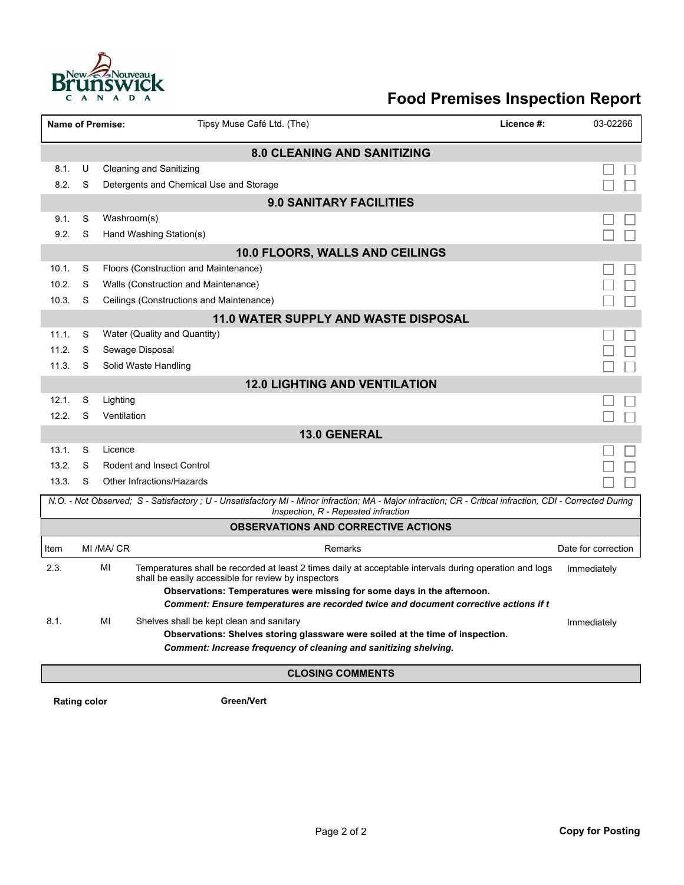# Food Premises Inspection Report

| Name of Premise: | Tipsy Muse Café Ltd. (The) | Licence #: | 03-02266 |
|---|---|---|---|

## 8.0 CLEANING AND SANITIZING

| | | |
|---|---|---|
| 8.1. | U | Cleaning and Sanitizing |
| 8.2. | S | Detergents and Chemical Use and Storage |

## 9.0 SANITARY FACILITIES

| | | |
|---|---|---|
| 9.1. | S | Washroom(s) |
| 9.2. | S | Hand Washing Station(s) |

## 10.0 FLOORS, WALLS AND CEILINGS

| | | |
|---|---|---|
| 10.1. | S | Floors (Construction and Maintenance) |
| 10.2. | S | Walls (Construction and Maintenance) |
| 10.3. | S | Ceilings (Constructions and Maintenance) |

## 11.0 WATER SUPPLY AND WASTE DISPOSAL

| | | |
|---|---|---|
| 11.1. | S | Water (Quality and Quantity) |
| 11.2. | S | Sewage Disposal |
| 11.3. | S | Solid Waste Handling |

## 12.0 LIGHTING AND VENTILATION

| | | |
|---|---|---|
| 12.1. | S | Lighting |
| 12.2. | S | Ventilation |

## 13.0 GENERAL

| | | |
|---|---|---|
| 13.1. | S | Licence |
| 13.2. | S | Rodent and Insect Control |
| 13.3. | S | Other Infractions/Hazards |

*N.O. - Not Observed; S - Satisfactory ; U - Unsatisfactory MI - Minor infraction; MA - Major infraction; CR - Critical infraction, CDI - Corrected During Inspection, R - Repeated infraction*

## OBSERVATIONS AND CORRECTIVE ACTIONS

| Item | MI /MA/ CR | Remarks | Date for correction |
|---|---|---|---|
| 2.3. | MI | Temperatures shall be recorded at least 2 times daily at acceptable intervals during operation and logs shall be easily accessible for review by inspectors<br>**Observations: Temperatures were missing for some days in the afternoon.**<br>***Comment: Ensure temperatures are recorded twice and document corrective actions if t*** | Immediately |
| 8.1. | MI | Shelves shall be kept clean and sanitary<br>**Observations: Shelves storing glassware were soiled at the time of inspection.**<br>***Comment: Increase frequency of cleaning and sanitizing shelving.*** | Immediately |

## CLOSING COMMENTS

**Rating color** **Green/Vert**

**Copy for Posting**